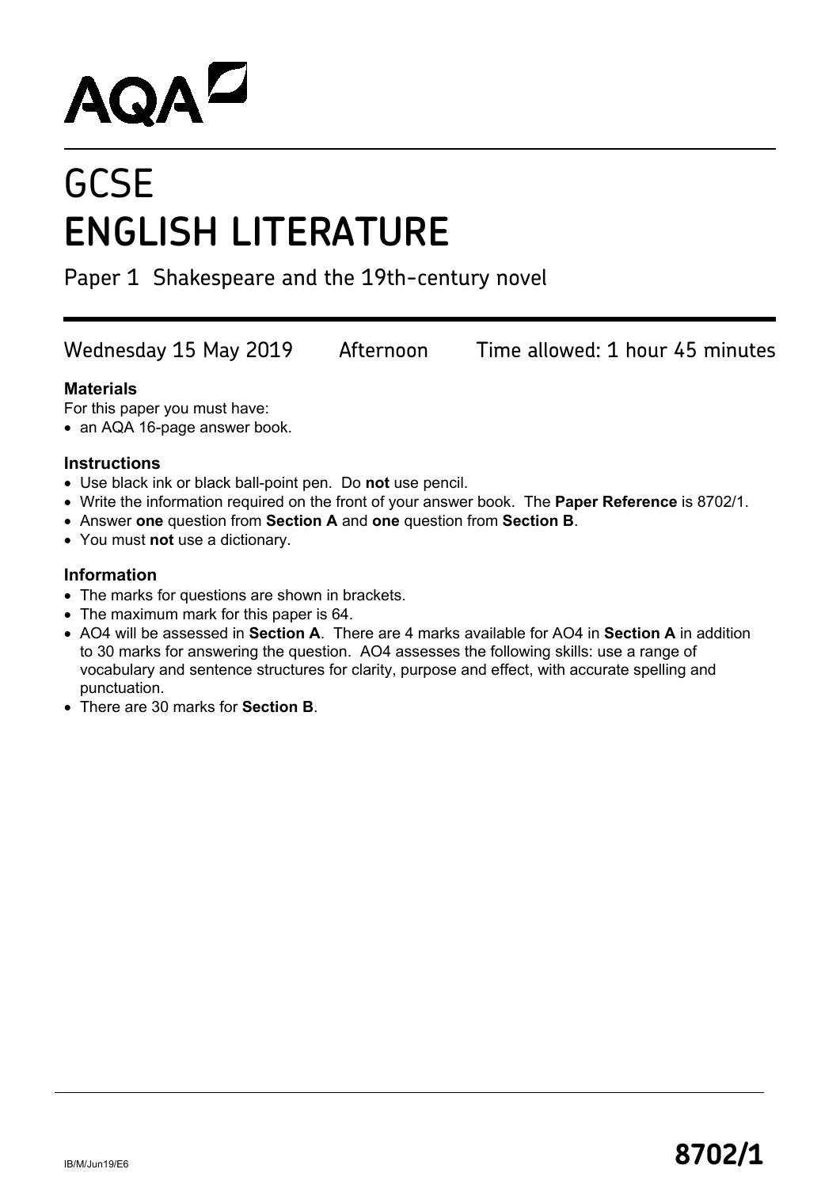AQA

# GCSE
# ENGLISH LITERATURE

Paper 1 Shakespeare and the 19th-century novel

Wednesday 15 May 2019 Afternoon Time allowed: 1 hour 45 minutes

### Materials

For this paper you must have:

- an AQA 16-page answer book.

### Instructions

- Use black ink or black ball-point pen. Do **not** use pencil.
- Write the information required on the front of your answer book. The **Paper Reference** is 8702/1.
- Answer **one** question from **Section A** and **one** question from **Section B**.
- You must **not** use a dictionary.

### Information

- The marks for questions are shown in brackets.
- The maximum mark for this paper is 64.
- AO4 will be assessed in **Section A**. There are 4 marks available for AO4 in **Section A** in addition to 30 marks for answering the question. AO4 assesses the following skills: use a range of vocabulary and sentence structures for clarity, purpose and effect, with accurate spelling and punctuation.
- There are 30 marks for **Section B**.

IB/M/Jun19/E6

**8702/1**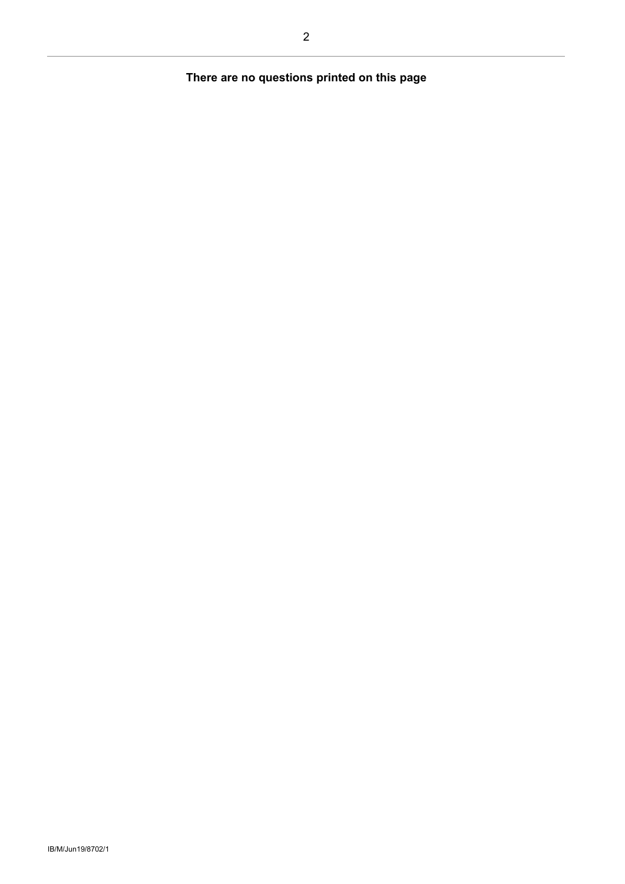**There are no questions printed on this page**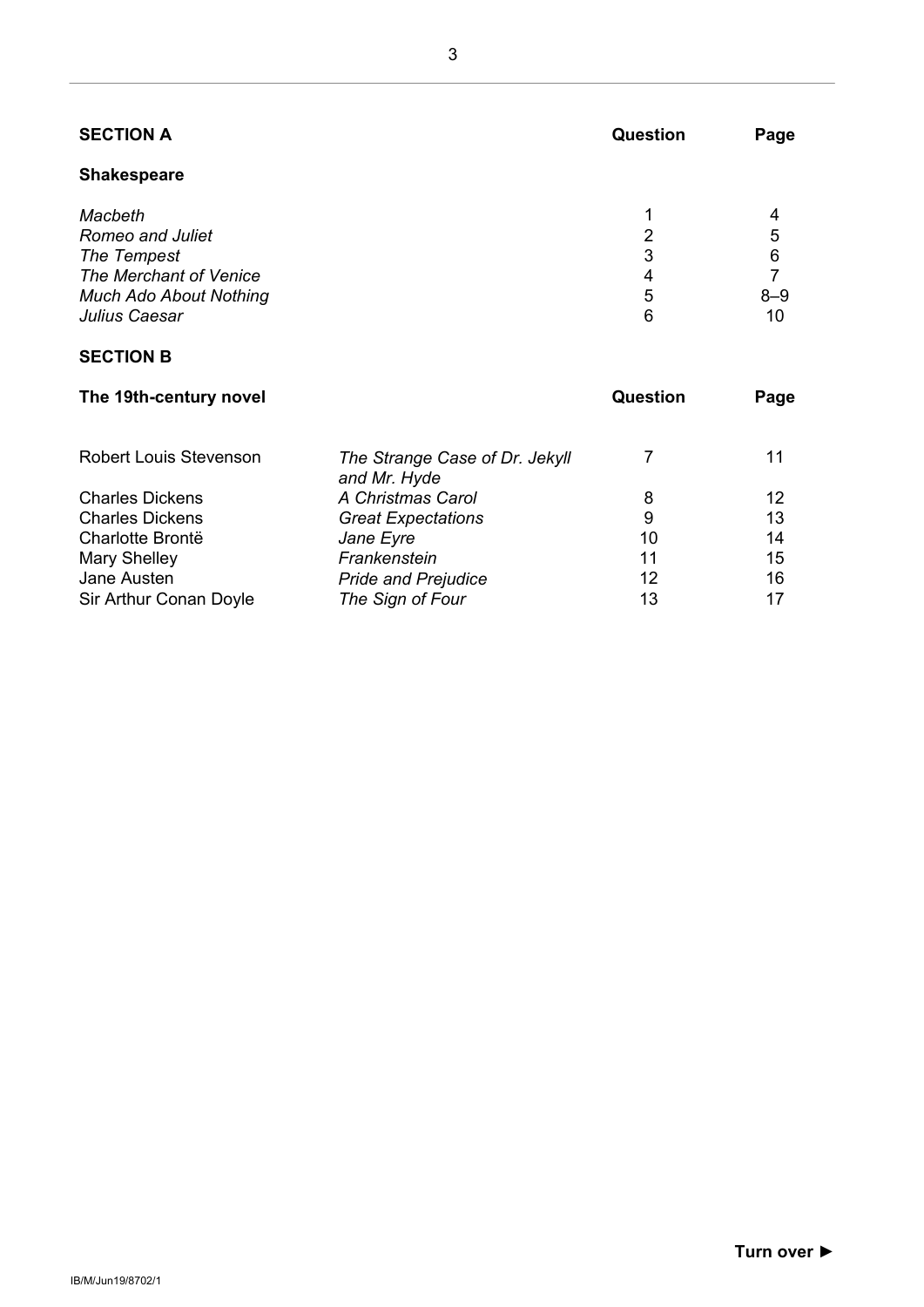## SECTION A

| **Shakespeare** | **Question** | **Page** |
|---|---|---|
| *Macbeth* | 1 | 4 |
| *Romeo and Juliet* | 2 | 5 |
| *The Tempest* | 3 | 6 |
| *The Merchant of Venice* | 4 | 7 |
| *Much Ado About Nothing* | 5 | 8–9 |
| *Julius Caesar* | 6 | 10 |

## SECTION B

| **The 19th-century novel** | | **Question** | **Page** |
|---|---|---|---|
| Robert Louis Stevenson | *The Strange Case of Dr. Jekyll and Mr. Hyde* | 7 | 11 |
| Charles Dickens | *A Christmas Carol* | 8 | 12 |
| Charles Dickens | *Great Expectations* | 9 | 13 |
| Charlotte Brontë | *Jane Eyre* | 10 | 14 |
| Mary Shelley | *Frankenstein* | 11 | 15 |
| Jane Austen | *Pride and Prejudice* | 12 | 16 |
| Sir Arthur Conan Doyle | *The Sign of Four* | 13 | 17 |

**Turn over ►**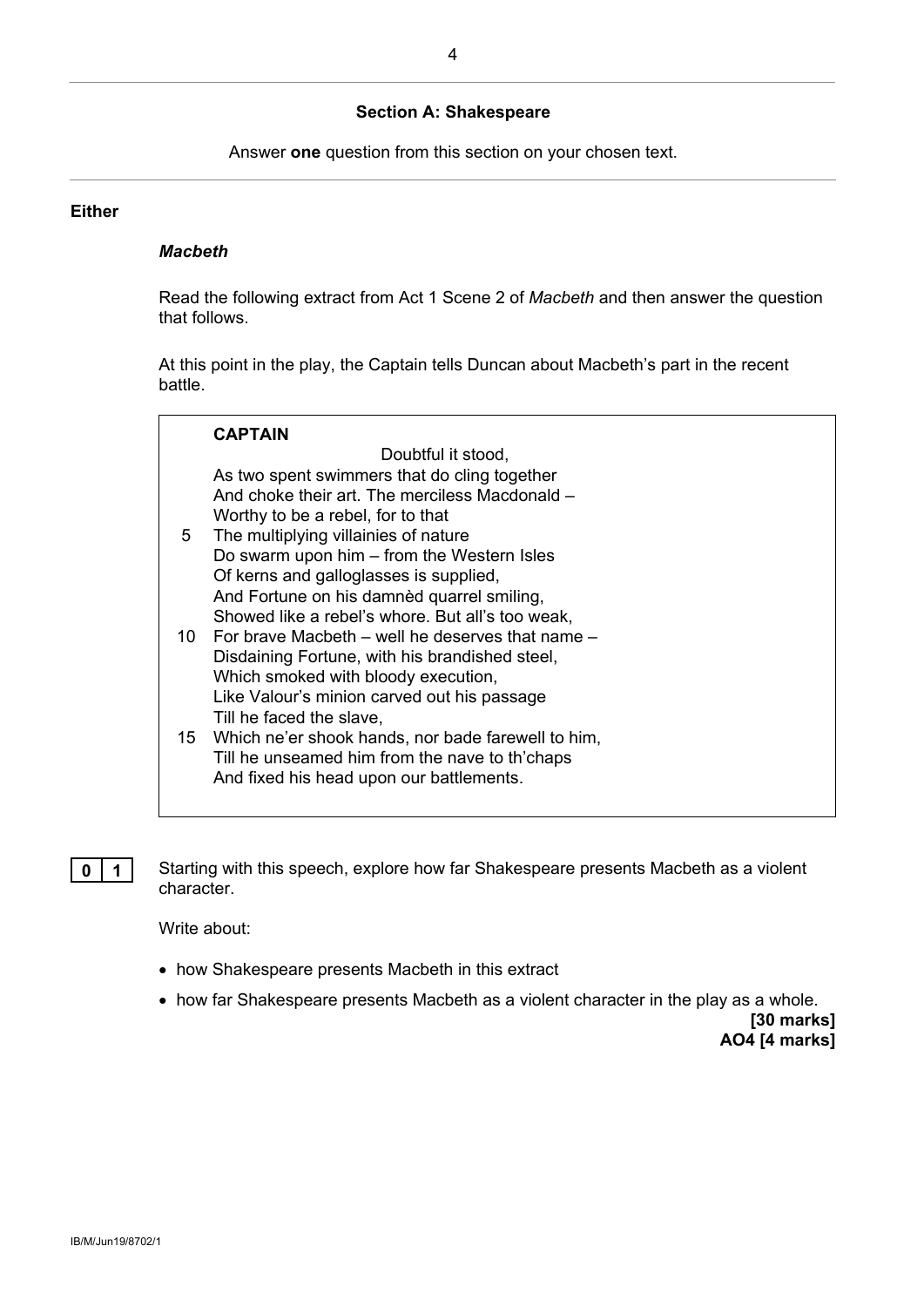## Section A: Shakespeare

Answer **one** question from this section on your chosen text.

**Either**

### *Macbeth*

Read the following extract from Act 1 Scene 2 of *Macbeth* and then answer the question that follows.

At this point in the play, the Captain tells Duncan about Macbeth's part in the recent battle.

> **CAPTAIN**
>
> Doubtful it stood,
> As two spent swimmers that do cling together
> And choke their art. The merciless Macdonald –
> Worthy to be a rebel, for to that
> 5 The multiplying villainies of nature
> Do swarm upon him – from the Western Isles
> Of kerns and galloglasses is supplied,
> And Fortune on his damnèd quarrel smiling,
> Showed like a rebel's whore. But all's too weak,
> 10 For brave Macbeth – well he deserves that name –
> Disdaining Fortune, with his brandished steel,
> Which smoked with bloody execution,
> Like Valour's minion carved out his passage
> Till he faced the slave,
> 15 Which ne'er shook hands, nor bade farewell to him,
> Till he unseamed him from the nave to th'chaps
> And fixed his head upon our battlements.

**0 1** Starting with this speech, explore how far Shakespeare presents Macbeth as a violent character.

Write about:

- how Shakespeare presents Macbeth in this extract
- how far Shakespeare presents Macbeth as a violent character in the play as a whole.

**[30 marks]**
**AO4 [4 marks]**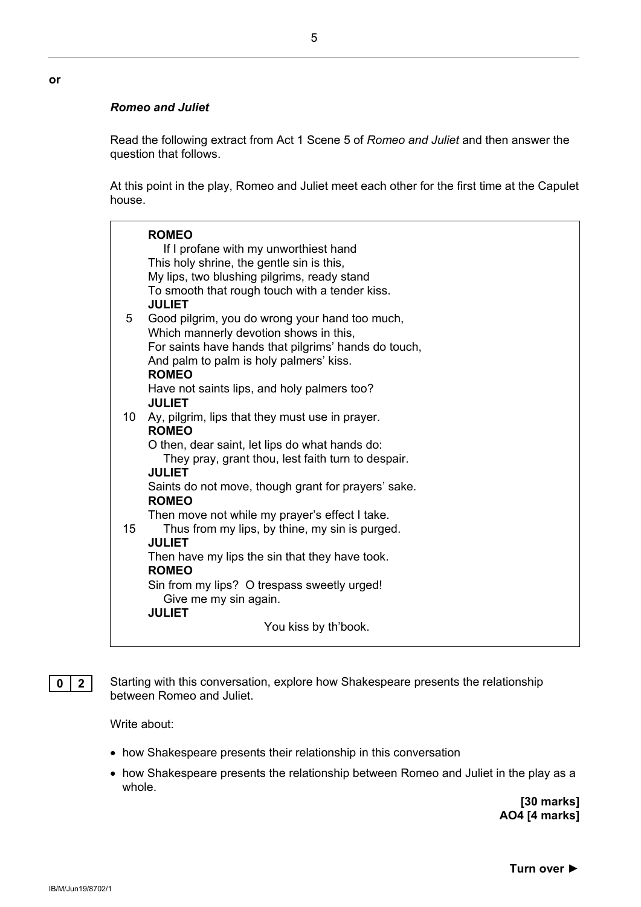**or**

***Romeo and Juliet***

Read the following extract from Act 1 Scene 5 of *Romeo and Juliet* and then answer the question that follows.

At this point in the play, Romeo and Juliet meet each other for the first time at the Capulet house.

> **ROMEO**
> If I profane with my unworthiest hand
> This holy shrine, the gentle sin is this,
> My lips, two blushing pilgrims, ready stand
> To smooth that rough touch with a tender kiss.
> **JULIET**
> 5 Good pilgrim, you do wrong your hand too much,
> Which mannerly devotion shows in this,
> For saints have hands that pilgrims' hands do touch,
> And palm to palm is holy palmers' kiss.
> **ROMEO**
> Have not saints lips, and holy palmers too?
> **JULIET**
> 10 Ay, pilgrim, lips that they must use in prayer.
> **ROMEO**
> O then, dear saint, let lips do what hands do:
> They pray, grant thou, lest faith turn to despair.
> **JULIET**
> Saints do not move, though grant for prayers' sake.
> **ROMEO**
> Then move not while my prayer's effect I take.
> 15 Thus from my lips, by thine, my sin is purged.
> **JULIET**
> Then have my lips the sin that they have took.
> **ROMEO**
> Sin from my lips? O trespass sweetly urged!
> Give me my sin again.
> **JULIET**
> You kiss by th'book.

**0 2** Starting with this conversation, explore how Shakespeare presents the relationship between Romeo and Juliet.

Write about:

- how Shakespeare presents their relationship in this conversation
- how Shakespeare presents the relationship between Romeo and Juliet in the play as a whole.

**[30 marks]**
**AO4 [4 marks]**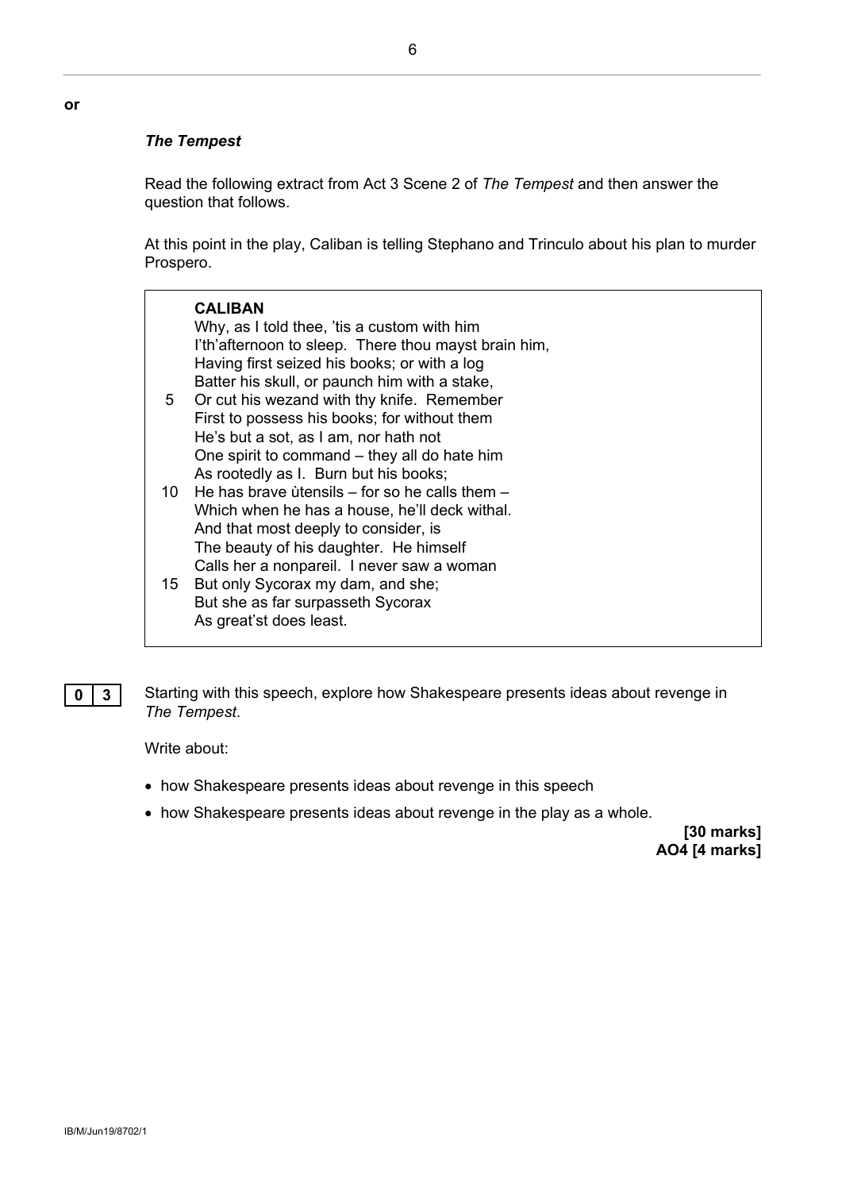**or**

***The Tempest***

Read the following extract from Act 3 Scene 2 of *The Tempest* and then answer the question that follows.

At this point in the play, Caliban is telling Stephano and Trinculo about his plan to murder Prospero.

> **CALIBAN**
> Why, as I told thee, 'tis a custom with him
> I'th'afternoon to sleep. There thou mayst brain him,
> Having first seized his books; or with a log
> Batter his skull, or paunch him with a stake,
> 5 Or cut his wezand with thy knife. Remember
> First to possess his books; for without them
> He's but a sot, as I am, nor hath not
> One spirit to command – they all do hate him
> As rootedly as I. Burn but his books;
> 10 He has brave ùtensils – for so he calls them –
> Which when he has a house, he'll deck withal.
> And that most deeply to consider, is
> The beauty of his daughter. He himself
> Calls her a nonpareil. I never saw a woman
> 15 But only Sycorax my dam, and she;
> But she as far surpasseth Sycorax
> As great'st does least.

**0 3** Starting with this speech, explore how Shakespeare presents ideas about revenge in *The Tempest*.

Write about:

- how Shakespeare presents ideas about revenge in this speech
- how Shakespeare presents ideas about revenge in the play as a whole.

**[30 marks]**
**AO4 [4 marks]**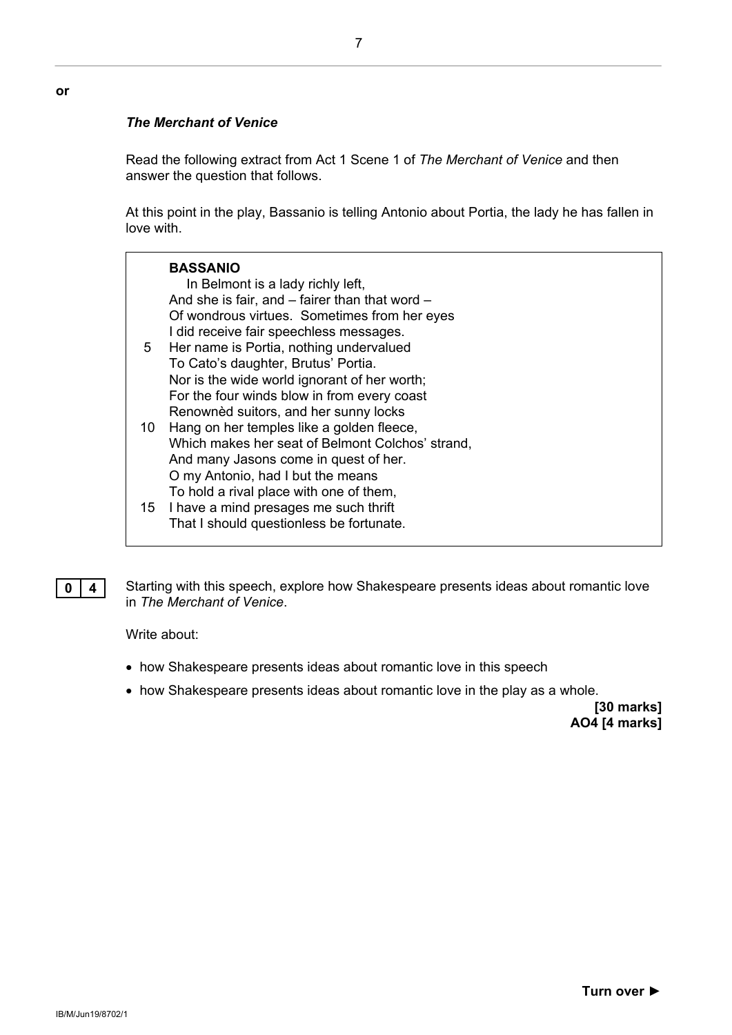**or**

### *The Merchant of Venice*

Read the following extract from Act 1 Scene 1 of *The Merchant of Venice* and then answer the question that follows.

At this point in the play, Bassanio is telling Antonio about Portia, the lady he has fallen in love with.

> **BASSANIO**
>
> In Belmont is a lady richly left,
> And she is fair, and – fairer than that word –
> Of wondrous virtues. Sometimes from her eyes
> I did receive fair speechless messages.
> 5 Her name is Portia, nothing undervalued
> To Cato's daughter, Brutus' Portia.
> Nor is the wide world ignorant of her worth;
> For the four winds blow in from every coast
> Renownèd suitors, and her sunny locks
> 10 Hang on her temples like a golden fleece,
> Which makes her seat of Belmont Colchos' strand,
> And many Jasons come in quest of her.
> O my Antonio, had I but the means
> To hold a rival place with one of them,
> 15 I have a mind presages me such thrift
> That I should questionless be fortunate.

**0 4** Starting with this speech, explore how Shakespeare presents ideas about romantic love in *The Merchant of Venice*.

Write about:

- how Shakespeare presents ideas about romantic love in this speech
- how Shakespeare presents ideas about romantic love in the play as a whole.

**[30 marks]**
**AO4 [4 marks]**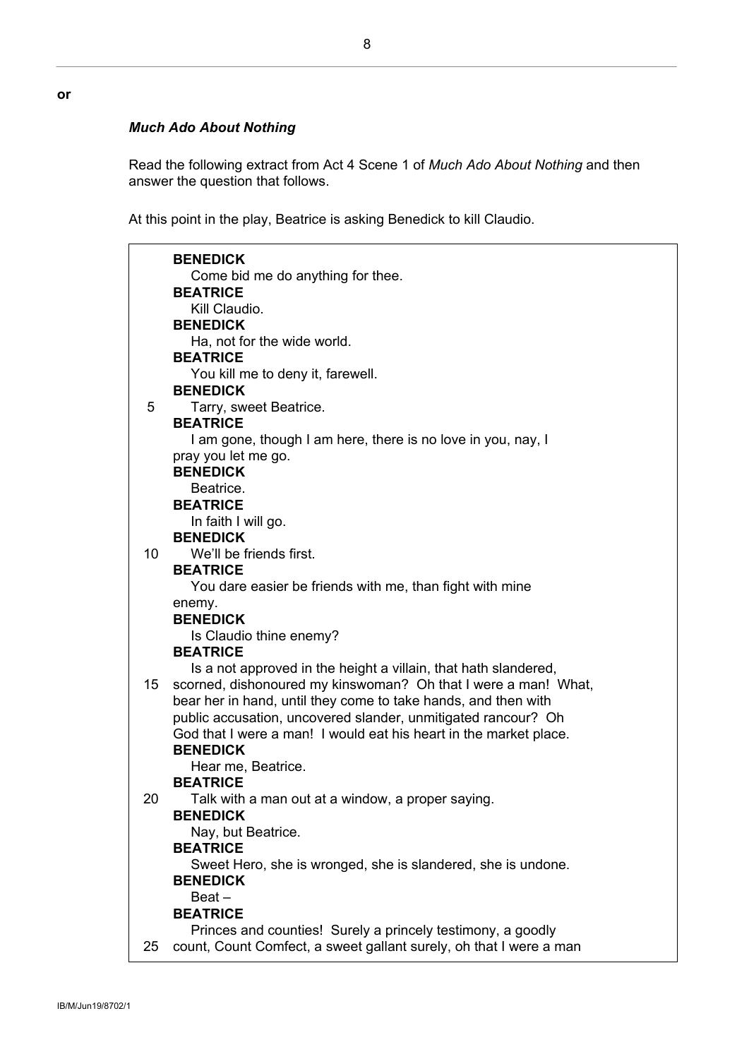**or**

### *Much Ado About Nothing*

Read the following extract from Act 4 Scene 1 of *Much Ado About Nothing* and then answer the question that follows.

At this point in the play, Beatrice is asking Benedick to kill Claudio.

**BENEDICK**
Come bid me do anything for thee.
**BEATRICE**
Kill Claudio.
**BENEDICK**
Ha, not for the wide world.
**BEATRICE**
You kill me to deny it, farewell.
**BENEDICK**
5 Tarry, sweet Beatrice.
**BEATRICE**
I am gone, though I am here, there is no love in you, nay, I pray you let me go.
**BENEDICK**
Beatrice.
**BEATRICE**
In faith I will go.
**BENEDICK**
10 We'll be friends first.
**BEATRICE**
You dare easier be friends with me, than fight with mine enemy.
**BENEDICK**
Is Claudio thine enemy?
**BEATRICE**
Is a not approved in the height a villain, that hath slandered,
15 scorned, dishonoured my kinswoman? Oh that I were a man! What, bear her in hand, until they come to take hands, and then with public accusation, uncovered slander, unmitigated rancour? Oh God that I were a man! I would eat his heart in the market place.
**BENEDICK**
Hear me, Beatrice.
**BEATRICE**
20 Talk with a man out at a window, a proper saying.
**BENEDICK**
Nay, but Beatrice.
**BEATRICE**
Sweet Hero, she is wronged, she is slandered, she is undone.
**BENEDICK**
Beat –
**BEATRICE**
Princes and counties! Surely a princely testimony, a goodly
25 count, Count Comfect, a sweet gallant surely, oh that I were a man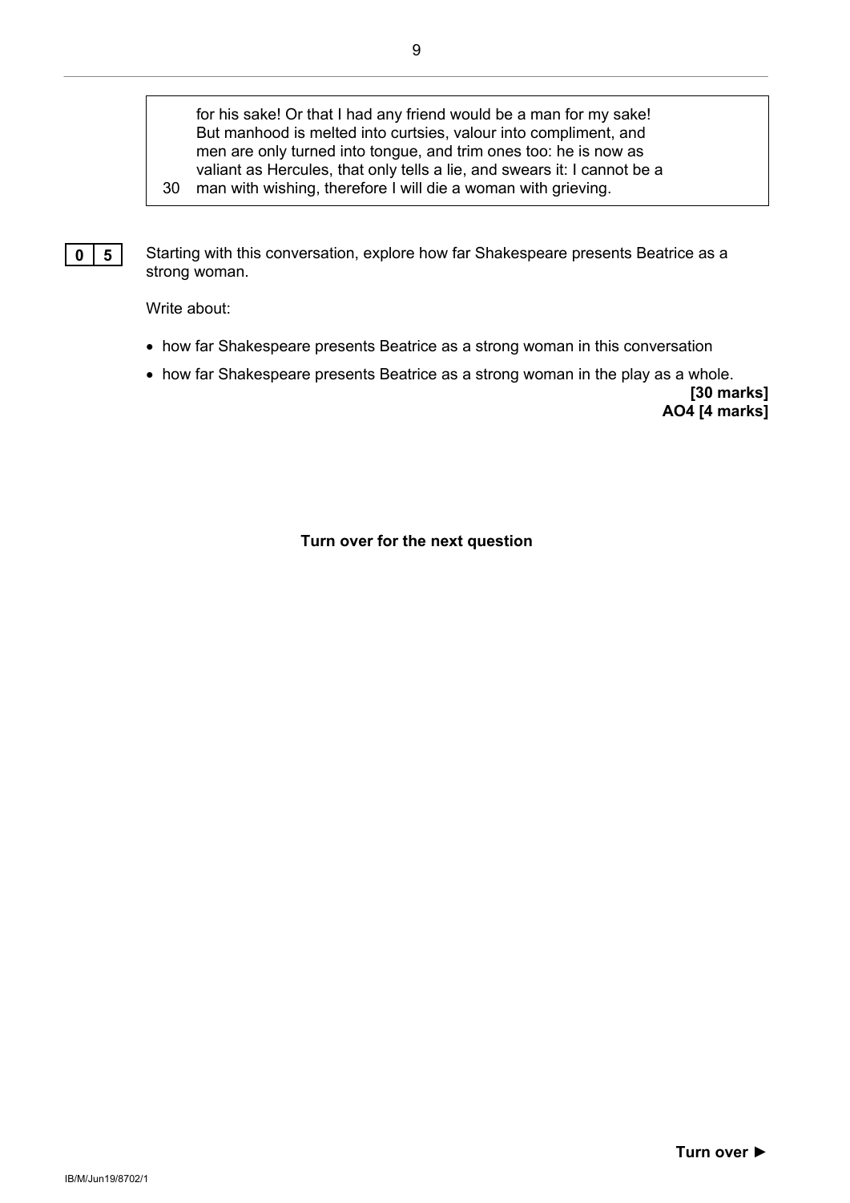> for his sake! Or that I had any friend would be a man for my sake!
> But manhood is melted into curtsies, valour into compliment, and
> men are only turned into tongue, and trim ones too: he is now as
> valiant as Hercules, that only tells a lie, and swears it: I cannot be a
> 30 man with wishing, therefore I will die a woman with grieving.

**0 5** Starting with this conversation, explore how far Shakespeare presents Beatrice as a strong woman.

Write about:

- how far Shakespeare presents Beatrice as a strong woman in this conversation
- how far Shakespeare presents Beatrice as a strong woman in the play as a whole.

**[30 marks]**
**AO4 [4 marks]**

**Turn over for the next question**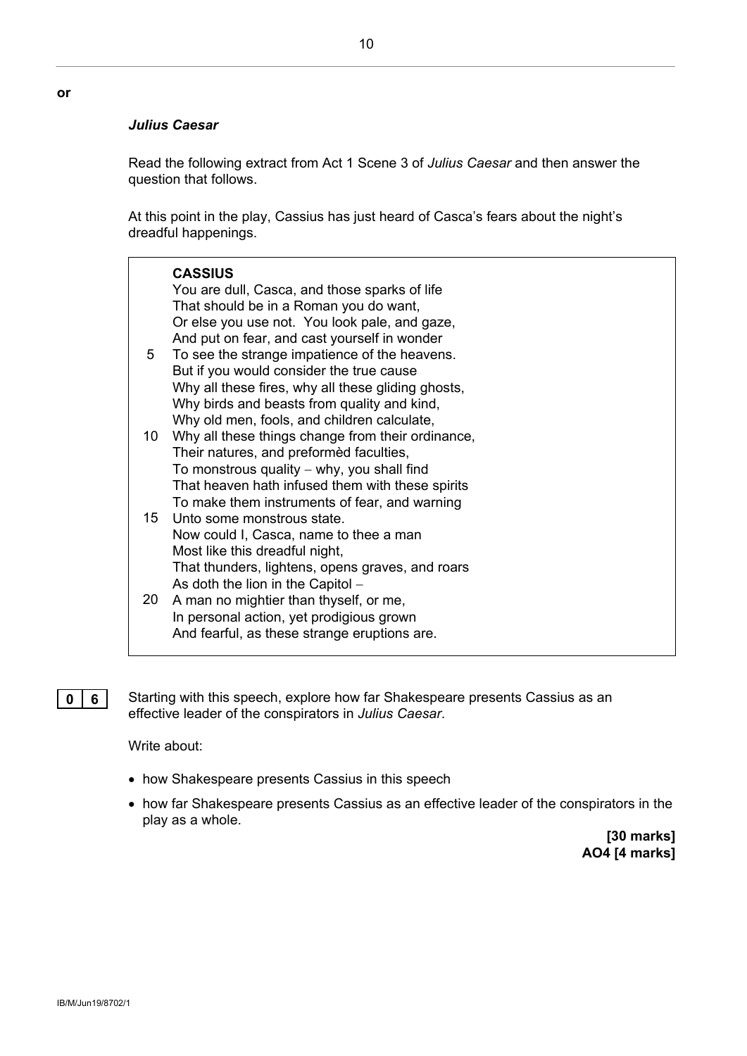**or**

***Julius Caesar***

Read the following extract from Act 1 Scene 3 of *Julius Caesar* and then answer the question that follows.

At this point in the play, Cassius has just heard of Casca's fears about the night's dreadful happenings.

> **CASSIUS**
> You are dull, Casca, and those sparks of life
> That should be in a Roman you do want,
> Or else you use not. You look pale, and gaze,
> And put on fear, and cast yourself in wonder
> 5 To see the strange impatience of the heavens.
> But if you would consider the true cause
> Why all these fires, why all these gliding ghosts,
> Why birds and beasts from quality and kind,
> Why old men, fools, and children calculate,
> 10 Why all these things change from their ordinance,
> Their natures, and preformèd faculties,
> To monstrous quality – why, you shall find
> That heaven hath infused them with these spirits
> To make them instruments of fear, and warning
> 15 Unto some monstrous state.
> Now could I, Casca, name to thee a man
> Most like this dreadful night,
> That thunders, lightens, opens graves, and roars
> As doth the lion in the Capitol –
> 20 A man no mightier than thyself, or me,
> In personal action, yet prodigious grown
> And fearful, as these strange eruptions are.

**0 6** Starting with this speech, explore how far Shakespeare presents Cassius as an effective leader of the conspirators in *Julius Caesar*.

Write about:

- how Shakespeare presents Cassius in this speech
- how far Shakespeare presents Cassius as an effective leader of the conspirators in the play as a whole.

**[30 marks]**
**AO4 [4 marks]**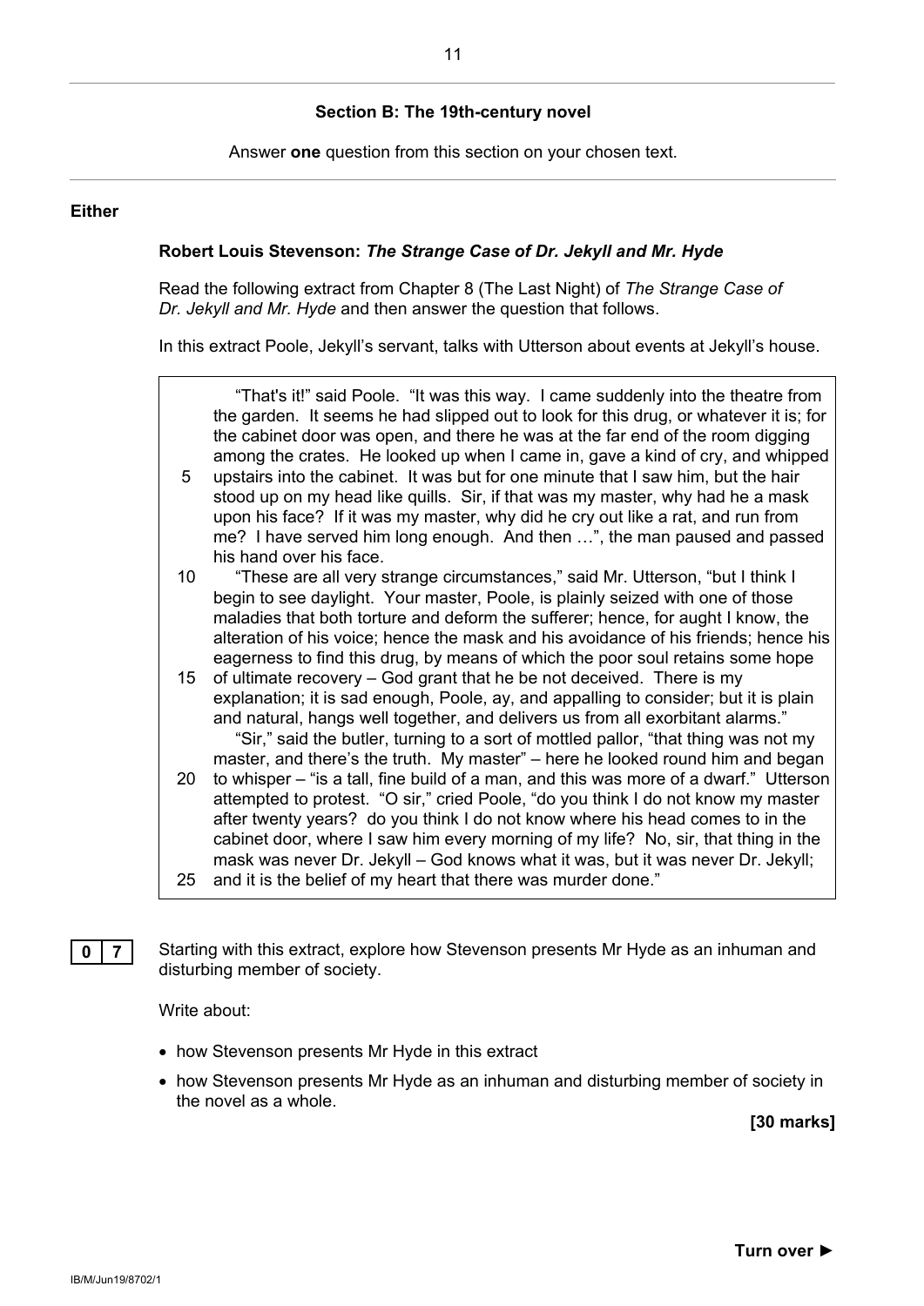## Section B: The 19th-century novel

Answer **one** question from this section on your chosen text.

**Either**

### Robert Louis Stevenson: *The Strange Case of Dr. Jekyll and Mr. Hyde*

Read the following extract from Chapter 8 (The Last Night) of *The Strange Case of Dr. Jekyll and Mr. Hyde* and then answer the question that follows.

In this extract Poole, Jekyll's servant, talks with Utterson about events at Jekyll's house.

> "That's it!" said Poole. "It was this way. I came suddenly into the theatre from the garden. It seems he had slipped out to look for this drug, or whatever it is; for the cabinet door was open, and there he was at the far end of the room digging among the crates. He looked up when I came in, gave a kind of cry, and whipped
> 5 upstairs into the cabinet. It was but for one minute that I saw him, but the hair stood up on my head like quills. Sir, if that was my master, why had he a mask upon his face? If it was my master, why did he cry out like a rat, and run from me? I have served him long enough. And then …", the man paused and passed his hand over his face.
> 10 "These are all very strange circumstances," said Mr. Utterson, "but I think I begin to see daylight. Your master, Poole, is plainly seized with one of those maladies that both torture and deform the sufferer; hence, for aught I know, the alteration of his voice; hence the mask and his avoidance of his friends; hence his eagerness to find this drug, by means of which the poor soul retains some hope
> 15 of ultimate recovery – God grant that he be not deceived. There is my explanation; it is sad enough, Poole, ay, and appalling to consider; but it is plain and natural, hangs well together, and delivers us from all exorbitant alarms."
> "Sir," said the butler, turning to a sort of mottled pallor, "that thing was not my master, and there's the truth. My master" – here he looked round him and began
> 20 to whisper – "is a tall, fine build of a man, and this was more of a dwarf." Utterson attempted to protest. "O sir," cried Poole, "do you think I do not know my master after twenty years? do you think I do not know where his head comes to in the cabinet door, where I saw him every morning of my life? No, sir, that thing in the mask was never Dr. Jekyll – God knows what it was, but it was never Dr. Jekyll;
> 25 and it is the belief of my heart that there was murder done."

**0 7** Starting with this extract, explore how Stevenson presents Mr Hyde as an inhuman and disturbing member of society.

Write about:

- how Stevenson presents Mr Hyde in this extract
- how Stevenson presents Mr Hyde as an inhuman and disturbing member of society in the novel as a whole.

**[30 marks]**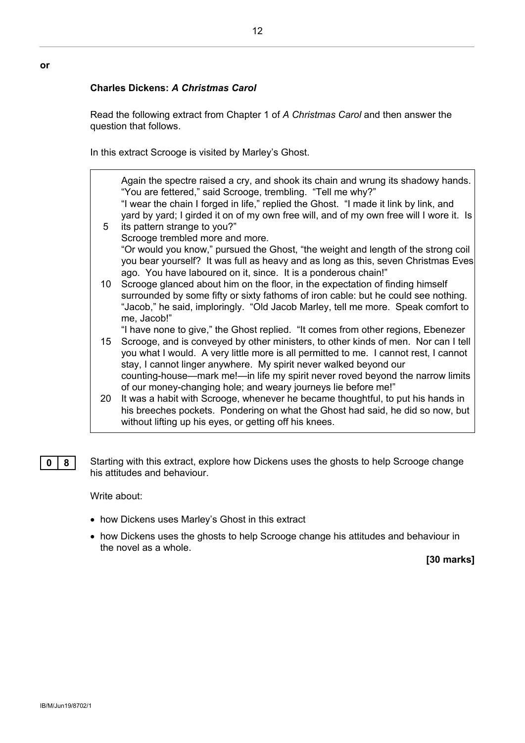**or**

**Charles Dickens:** ***A Christmas Carol***

Read the following extract from Chapter 1 of *A Christmas Carol* and then answer the question that follows.

In this extract Scrooge is visited by Marley's Ghost.

> Again the spectre raised a cry, and shook its chain and wrung its shadowy hands.
> "You are fettered," said Scrooge, trembling. "Tell me why?"
> "I wear the chain I forged in life," replied the Ghost. "I made it link by link, and yard by yard; I girded it on of my own free will, and of my own free will I wore it. Is
> 5 its pattern strange to you?"
> Scrooge trembled more and more.
> "Or would you know," pursued the Ghost, "the weight and length of the strong coil you bear yourself? It was full as heavy and as long as this, seven Christmas Eves ago. You have laboured on it, since. It is a ponderous chain!"
> 10 Scrooge glanced about him on the floor, in the expectation of finding himself surrounded by some fifty or sixty fathoms of iron cable: but he could see nothing.
> "Jacob," he said, imploringly. "Old Jacob Marley, tell me more. Speak comfort to me, Jacob!"
> "I have none to give," the Ghost replied. "It comes from other regions, Ebenezer
> 15 Scrooge, and is conveyed by other ministers, to other kinds of men. Nor can I tell you what I would. A very little more is all permitted to me. I cannot rest, I cannot stay, I cannot linger anywhere. My spirit never walked beyond our counting-house—mark me!—in life my spirit never roved beyond the narrow limits of our money-changing hole; and weary journeys lie before me!"
> 20 It was a habit with Scrooge, whenever he became thoughtful, to put his hands in his breeches pockets. Pondering on what the Ghost had said, he did so now, but without lifting up his eyes, or getting off his knees.

**0 8** Starting with this extract, explore how Dickens uses the ghosts to help Scrooge change his attitudes and behaviour.

Write about:

- how Dickens uses Marley's Ghost in this extract
- how Dickens uses the ghosts to help Scrooge change his attitudes and behaviour in the novel as a whole.

**[30 marks]**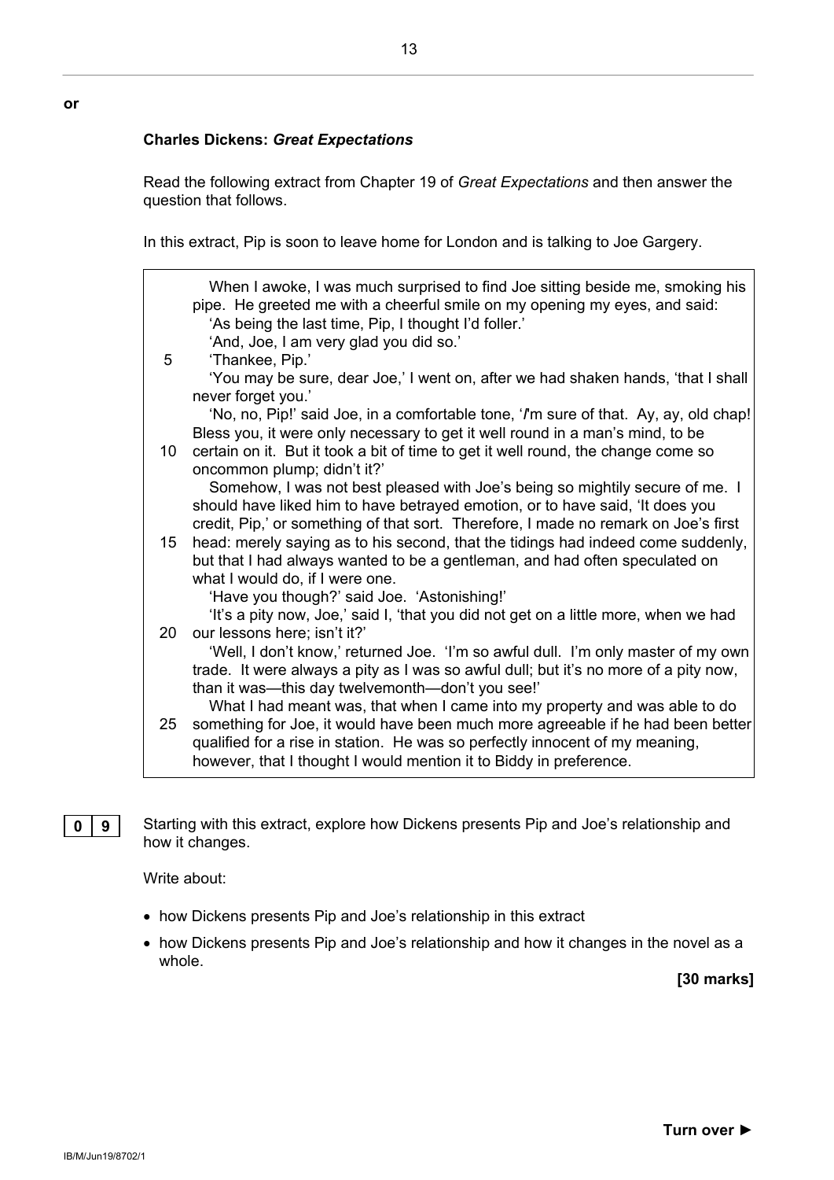**or**

## Charles Dickens: *Great Expectations*

Read the following extract from Chapter 19 of *Great Expectations* and then answer the question that follows.

In this extract, Pip is soon to leave home for London and is talking to Joe Gargery.

> When I awoke, I was much surprised to find Joe sitting beside me, smoking his pipe. He greeted me with a cheerful smile on my opening my eyes, and said:
> 'As being the last time, Pip, I thought I'd foller.'
> 'And, Joe, I am very glad you did so.'
> 5 'Thankee, Pip.'
> 'You may be sure, dear Joe,' I went on, after we had shaken hands, 'that I shall never forget you.'
> 'No, no, Pip!' said Joe, in a comfortable tone, '*I*'m sure of that. Ay, ay, old chap! Bless you, it were only necessary to get it well round in a man's mind, to be
> 10 certain on it. But it took a bit of time to get it well round, the change come so oncommon plump; didn't it?'
> Somehow, I was not best pleased with Joe's being so mightily secure of me. I should have liked him to have betrayed emotion, or to have said, 'It does you credit, Pip,' or something of that sort. Therefore, I made no remark on Joe's first
> 15 head: merely saying as to his second, that the tidings had indeed come suddenly, but that I had always wanted to be a gentleman, and had often speculated on what I would do, if I were one.
> 'Have you though?' said Joe. 'Astonishing!'
> 'It's a pity now, Joe,' said I, 'that you did not get on a little more, when we had
> 20 our lessons here; isn't it?'
> 'Well, I don't know,' returned Joe. 'I'm so awful dull. I'm only master of my own trade. It were always a pity as I was so awful dull; but it's no more of a pity now, than it was—this day twelvemonth—don't you see!'
> What I had meant was, that when I came into my property and was able to do
> 25 something for Joe, it would have been much more agreeable if he had been better qualified for a rise in station. He was so perfectly innocent of my meaning, however, that I thought I would mention it to Biddy in preference.

**0 9** Starting with this extract, explore how Dickens presents Pip and Joe's relationship and how it changes.

Write about:

- how Dickens presents Pip and Joe's relationship in this extract
- how Dickens presents Pip and Joe's relationship and how it changes in the novel as a whole.

**[30 marks]**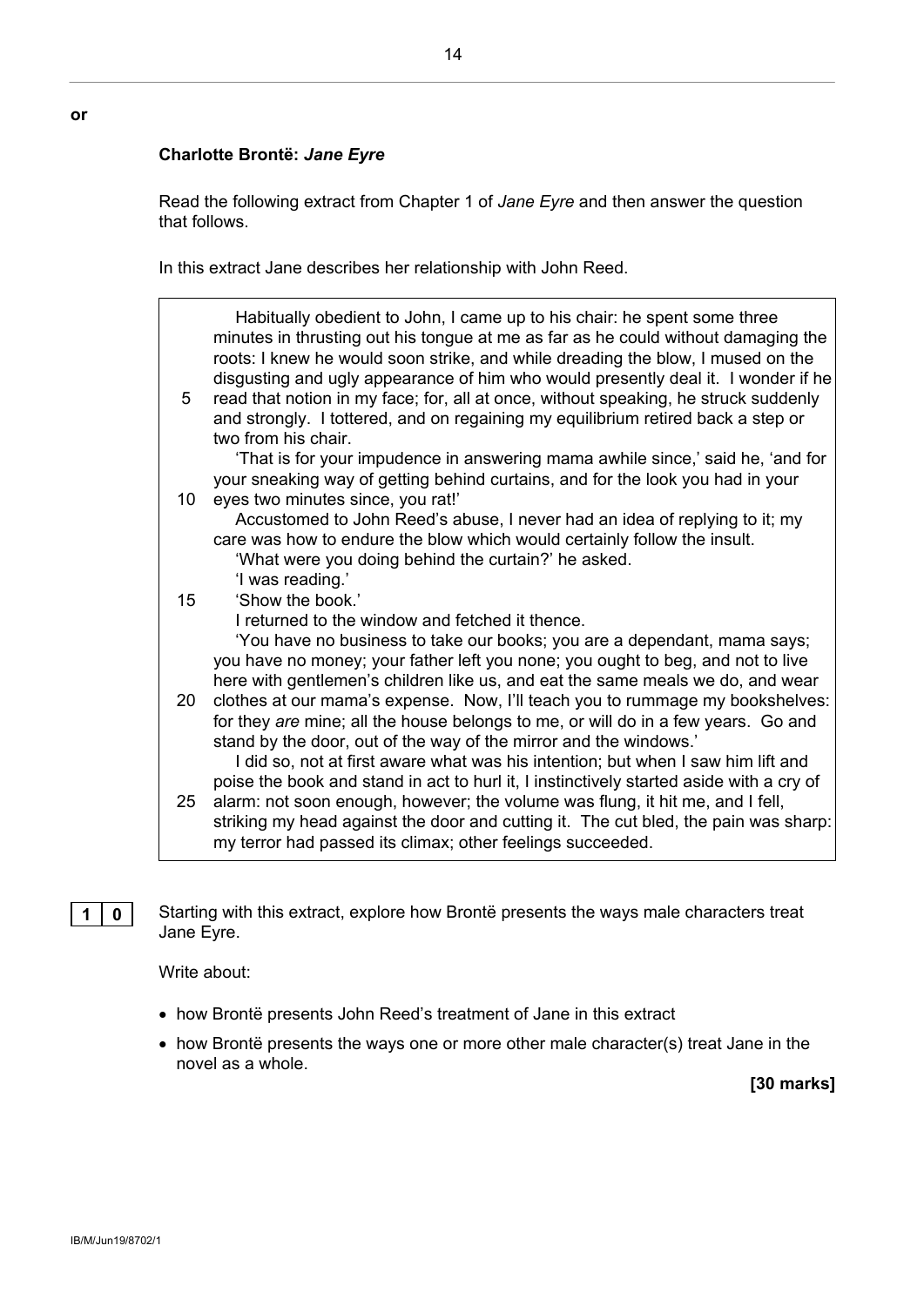**or**

**Charlotte Brontë: *Jane Eyre***

Read the following extract from Chapter 1 of *Jane Eyre* and then answer the question that follows.

In this extract Jane describes her relationship with John Reed.

> Habitually obedient to John, I came up to his chair: he spent some three minutes in thrusting out his tongue at me as far as he could without damaging the roots: I knew he would soon strike, and while dreading the blow, I mused on the disgusting and ugly appearance of him who would presently deal it. I wonder if he read that notion in my face; for, all at once, without speaking, he struck suddenly and strongly. I tottered, and on regaining my equilibrium retired back a step or two from his chair. 5
>
> 'That is for your impudence in answering mama awhile since,' said he, 'and for your sneaking way of getting behind curtains, and for the look you had in your eyes two minutes since, you rat!' 10
>
> Accustomed to John Reed's abuse, I never had an idea of replying to it; my care was how to endure the blow which would certainly follow the insult.
>
> 'What were you doing behind the curtain?' he asked.
>
> 'I was reading.'
>
> 'Show the book.' 15
>
> I returned to the window and fetched it thence.
>
> 'You have no business to take our books; you are a dependant, mama says; you have no money; your father left you none; you ought to beg, and not to live here with gentlemen's children like us, and eat the same meals we do, and wear clothes at our mama's expense. Now, I'll teach you to rummage my bookshelves: for they *are* mine; all the house belongs to me, or will do in a few years. Go and stand by the door, out of the way of the mirror and the windows.' 20
>
> I did so, not at first aware what was his intention; but when I saw him lift and poise the book and stand in act to hurl it, I instinctively started aside with a cry of alarm: not soon enough, however; the volume was flung, it hit me, and I fell, striking my head against the door and cutting it. The cut bled, the pain was sharp: my terror had passed its climax; other feelings succeeded. 25

**1 0** Starting with this extract, explore how Brontë presents the ways male characters treat Jane Eyre.

Write about:

- how Brontë presents John Reed's treatment of Jane in this extract
- how Brontë presents the ways one or more other male character(s) treat Jane in the novel as a whole.

**[30 marks]**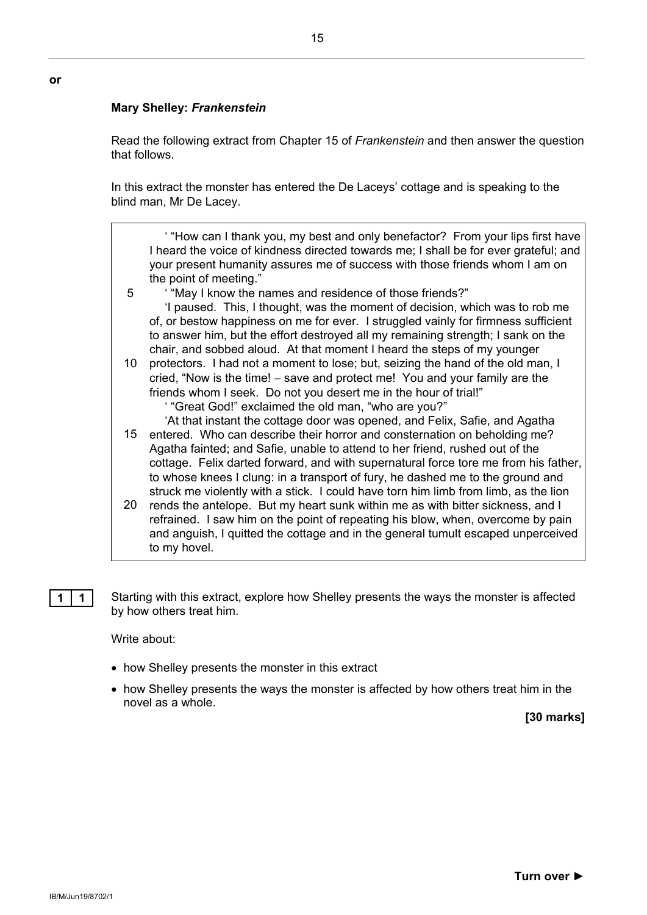**or**

**Mary Shelley: *Frankenstein***

Read the following extract from Chapter 15 of *Frankenstein* and then answer the question that follows.

In this extract the monster has entered the De Laceys' cottage and is speaking to the blind man, Mr De Lacey.

> ' "How can I thank you, my best and only benefactor? From your lips first have I heard the voice of kindness directed towards me; I shall be for ever grateful; and your present humanity assures me of success with those friends whom I am on the point of meeting."
>
> ' "May I know the names and residence of those friends?" (5)
>
> 'I paused. This, I thought, was the moment of decision, which was to rob me of, or bestow happiness on me for ever. I struggled vainly for firmness sufficient to answer him, but the effort destroyed all my remaining strength; I sank on the chair, and sobbed aloud. At that moment I heard the steps of my younger protectors. (10) I had not a moment to lose; but, seizing the hand of the old man, I cried, "Now is the time! – save and protect me! You and your family are the friends whom I seek. Do not you desert me in the hour of trial!"
>
> ' "Great God!" exclaimed the old man, "who are you?"
>
> 'At that instant the cottage door was opened, and Felix, Safie, and Agatha entered. (15) Who can describe their horror and consternation on beholding me? Agatha fainted; and Safie, unable to attend to her friend, rushed out of the cottage. Felix darted forward, and with supernatural force tore me from his father, to whose knees I clung: in a transport of fury, he dashed me to the ground and struck me violently with a stick. I could have torn him limb from limb, as the lion rends the antelope. (20) But my heart sunk within me as with bitter sickness, and I refrained. I saw him on the point of repeating his blow, when, overcome by pain and anguish, I quitted the cottage and in the general tumult escaped unperceived to my hovel.

**1 1** Starting with this extract, explore how Shelley presents the ways the monster is affected by how others treat him.

Write about:

- how Shelley presents the monster in this extract
- how Shelley presents the ways the monster is affected by how others treat him in the novel as a whole.

**[30 marks]**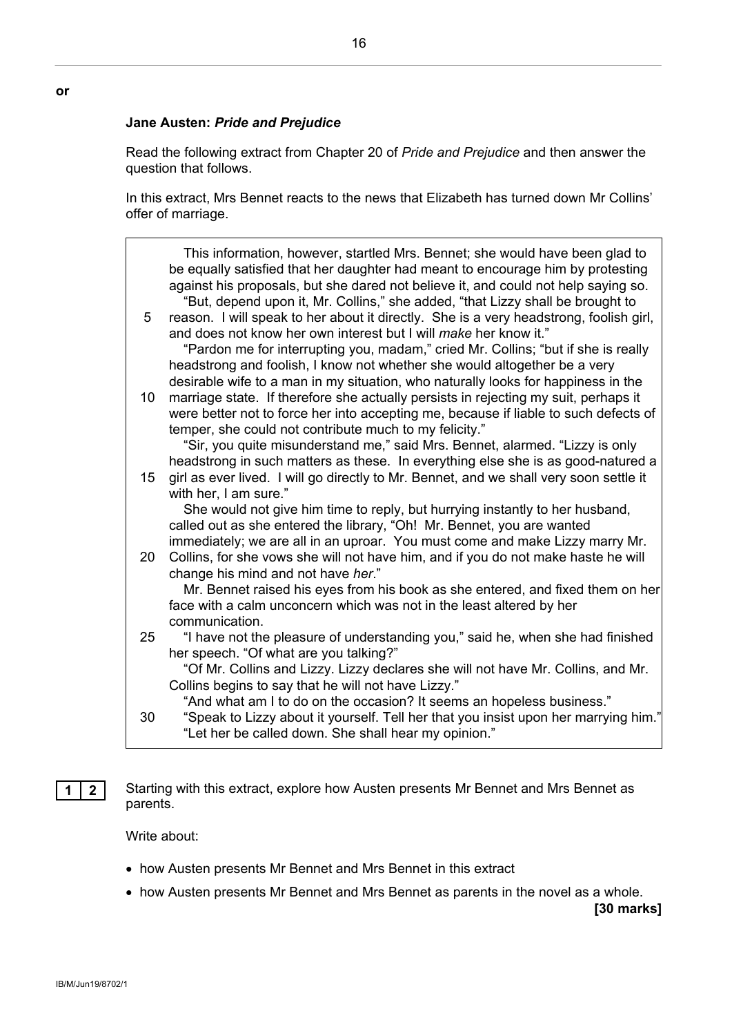**or**

**Jane Austen: *Pride and Prejudice***

Read the following extract from Chapter 20 of *Pride and Prejudice* and then answer the question that follows.

In this extract, Mrs Bennet reacts to the news that Elizabeth has turned down Mr Collins' offer of marriage.

> This information, however, startled Mrs. Bennet; she would have been glad to be equally satisfied that her daughter had meant to encourage him by protesting against his proposals, but she dared not believe it, and could not help saying so.
>
> "But, depend upon it, Mr. Collins," she added, "that Lizzy shall be brought to
> 5 reason. I will speak to her about it directly. She is a very headstrong, foolish girl, and does not know her own interest but I will *make* her know it."
>
> "Pardon me for interrupting you, madam," cried Mr. Collins; "but if she is really headstrong and foolish, I know not whether she would altogether be a very desirable wife to a man in my situation, who naturally looks for happiness in the
> 10 marriage state. If therefore she actually persists in rejecting my suit, perhaps it were better not to force her into accepting me, because if liable to such defects of temper, she could not contribute much to my felicity."
>
> "Sir, you quite misunderstand me," said Mrs. Bennet, alarmed. "Lizzy is only headstrong in such matters as these. In everything else she is as good-natured a
> 15 girl as ever lived. I will go directly to Mr. Bennet, and we shall very soon settle it with her, I am sure."
>
> She would not give him time to reply, but hurrying instantly to her husband, called out as she entered the library, "Oh! Mr. Bennet, you are wanted immediately; we are all in an uproar. You must come and make Lizzy marry Mr.
> 20 Collins, for she vows she will not have him, and if you do not make haste he will change his mind and not have *her*."
>
> Mr. Bennet raised his eyes from his book as she entered, and fixed them on her face with a calm unconcern which was not in the least altered by her communication.
>
> 25 "I have not the pleasure of understanding you," said he, when she had finished her speech. "Of what are you talking?"
>
> "Of Mr. Collins and Lizzy. Lizzy declares she will not have Mr. Collins, and Mr. Collins begins to say that he will not have Lizzy."
>
> "And what am I to do on the occasion? It seems an hopeless business."
>
> 30 "Speak to Lizzy about it yourself. Tell her that you insist upon her marrying him."
>
> "Let her be called down. She shall hear my opinion."

**1 2** Starting with this extract, explore how Austen presents Mr Bennet and Mrs Bennet as parents.

Write about:

- how Austen presents Mr Bennet and Mrs Bennet in this extract
- how Austen presents Mr Bennet and Mrs Bennet as parents in the novel as a whole.

**[30 marks]**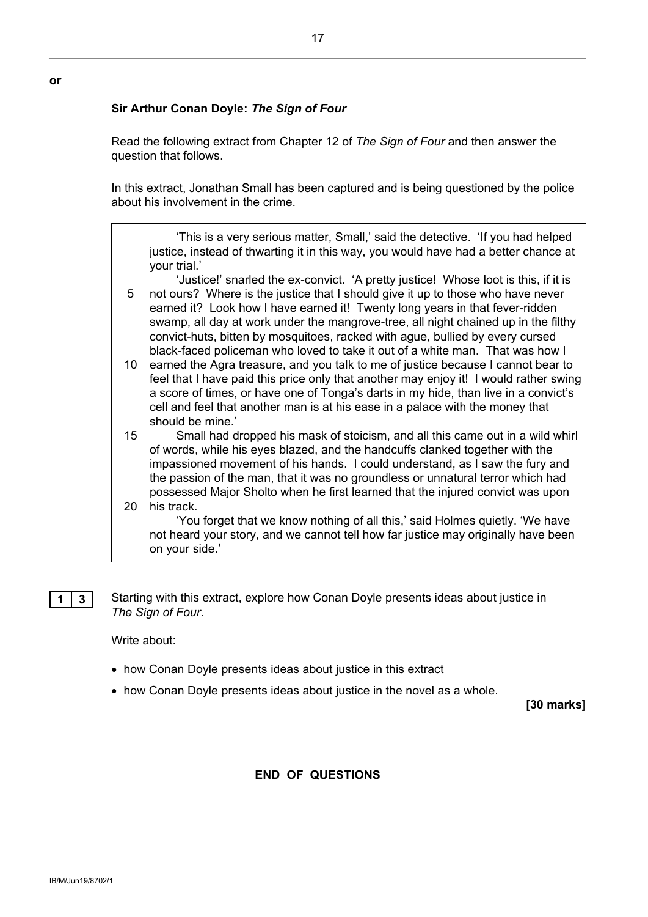**or**

**Sir Arthur Conan Doyle: *The Sign of Four***

Read the following extract from Chapter 12 of *The Sign of Four* and then answer the question that follows.

In this extract, Jonathan Small has been captured and is being questioned by the police about his involvement in the crime.

> 'This is a very serious matter, Small,' said the detective. 'If you had helped justice, instead of thwarting it in this way, you would have had a better chance at your trial.'
>
> 'Justice!' snarled the ex-convict. 'A pretty justice! Whose loot is this, if it is not ours? Where is the justice that I should give it up to those who have never earned it? Look how I have earned it! Twenty long years in that fever-ridden swamp, all day at work under the mangrove-tree, all night chained up in the filthy convict-huts, bitten by mosquitoes, racked with ague, bullied by every cursed black-faced policeman who loved to take it out of a white man. That was how I earned the Agra treasure, and you talk to me of justice because I cannot bear to feel that I have paid this price only that another may enjoy it! I would rather swing a score of times, or have one of Tonga's darts in my hide, than live in a convict's cell and feel that another man is at his ease in a palace with the money that should be mine.'
>
> Small had dropped his mask of stoicism, and all this came out in a wild whirl of words, while his eyes blazed, and the handcuffs clanked together with the impassioned movement of his hands. I could understand, as I saw the fury and the passion of the man, that it was no groundless or unnatural terror which had possessed Major Sholto when he first learned that the injured convict was upon his track.
>
> 'You forget that we know nothing of all this,' said Holmes quietly. 'We have not heard your story, and we cannot tell how far justice may originally have been on your side.'

**1 3** Starting with this extract, explore how Conan Doyle presents ideas about justice in *The Sign of Four*.

Write about:

- how Conan Doyle presents ideas about justice in this extract
- how Conan Doyle presents ideas about justice in the novel as a whole.

**[30 marks]**

**END OF QUESTIONS**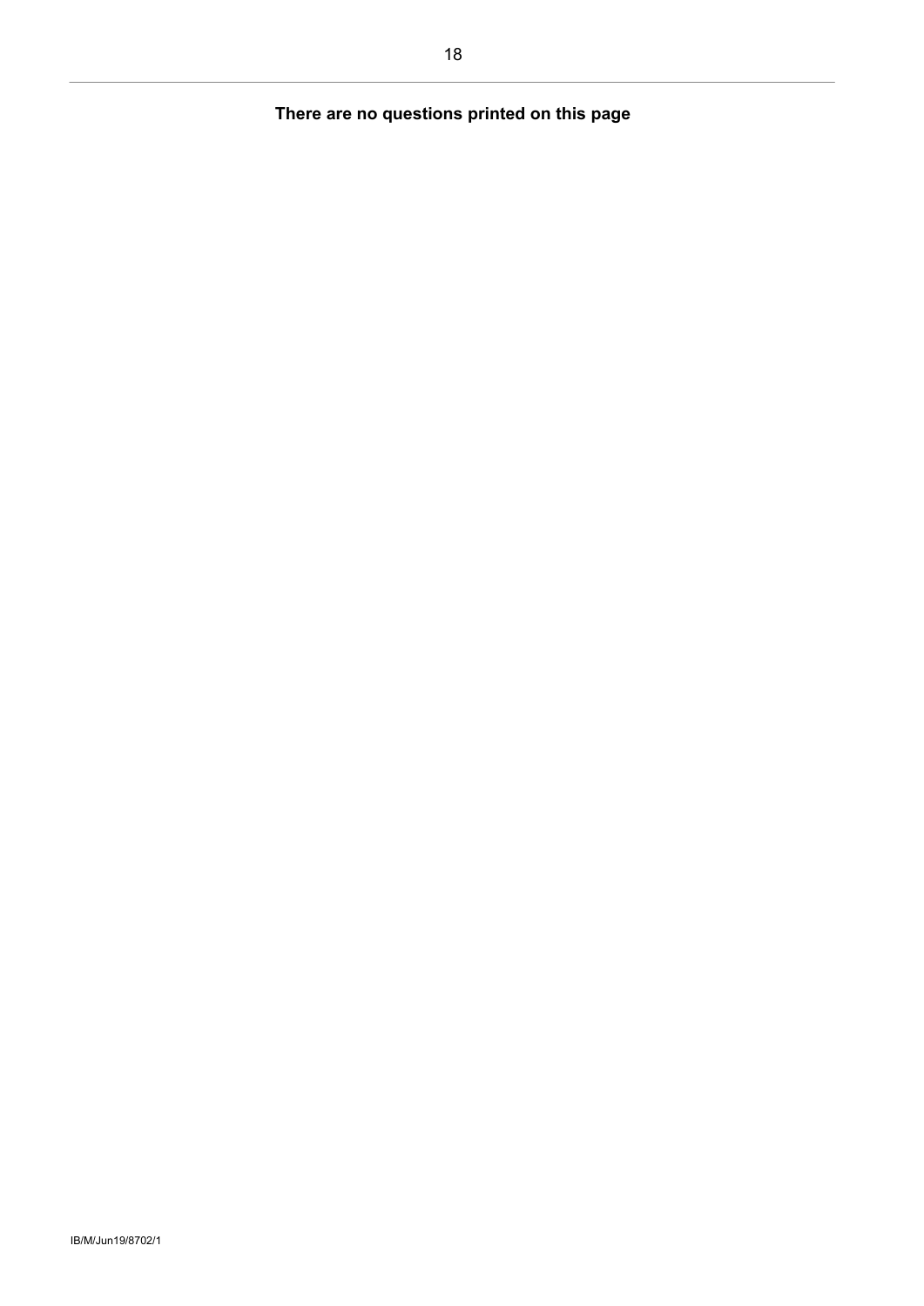**There are no questions printed on this page**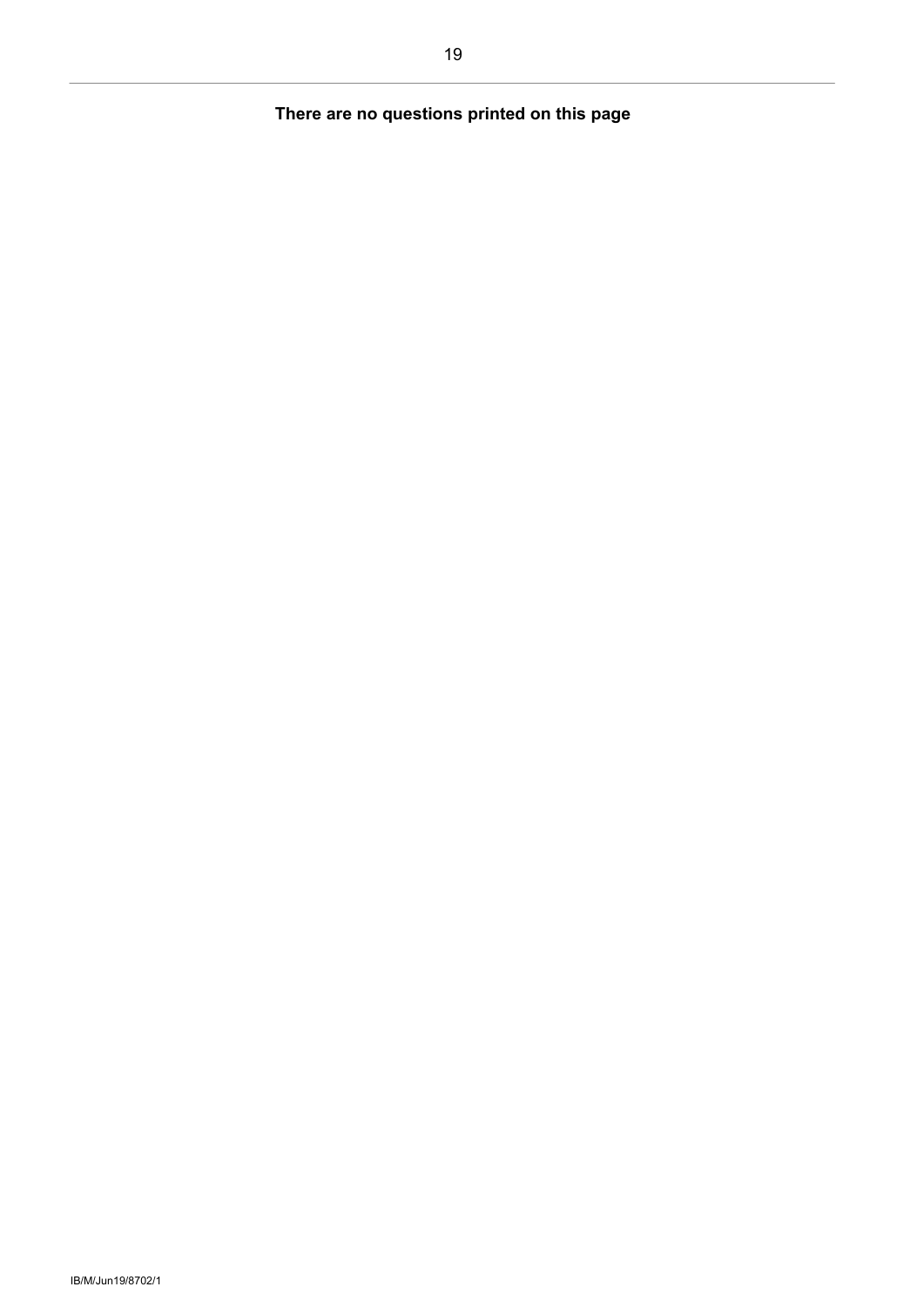**There are no questions printed on this page**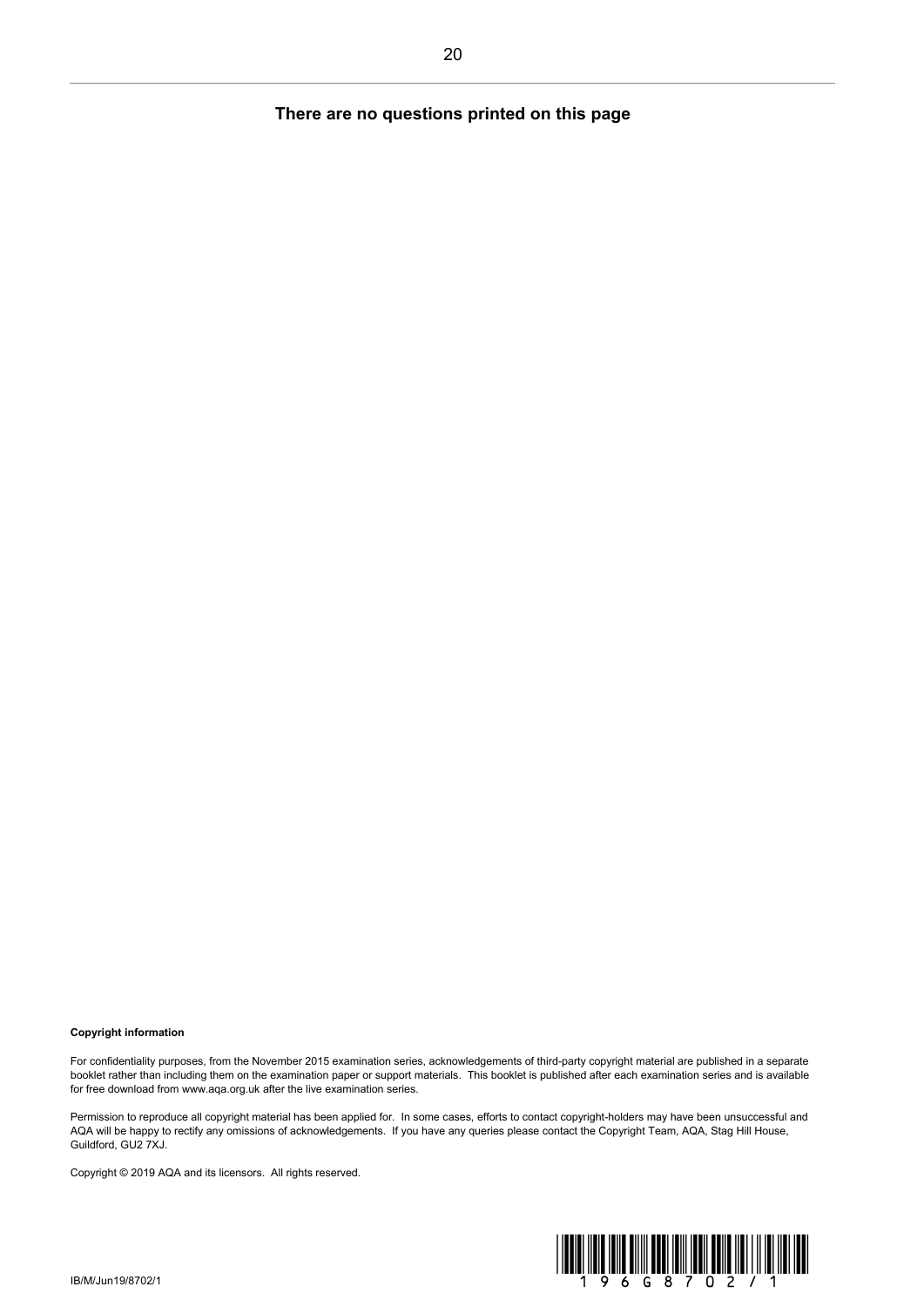**There are no questions printed on this page**

**Copyright information**

For confidentiality purposes, from the November 2015 examination series, acknowledgements of third-party copyright material are published in a separate booklet rather than including them on the examination paper or support materials. This booklet is published after each examination series and is available for free download from www.aqa.org.uk after the live examination series.

Permission to reproduce all copyright material has been applied for. In some cases, efforts to contact copyright-holders may have been unsuccessful and AQA will be happy to rectify any omissions of acknowledgements. If you have any queries please contact the Copyright Team, AQA, Stag Hill House, Guildford, GU2 7XJ.

Copyright © 2019 AQA and its licensors. All rights reserved.

IB/M/Jun19/8702/1